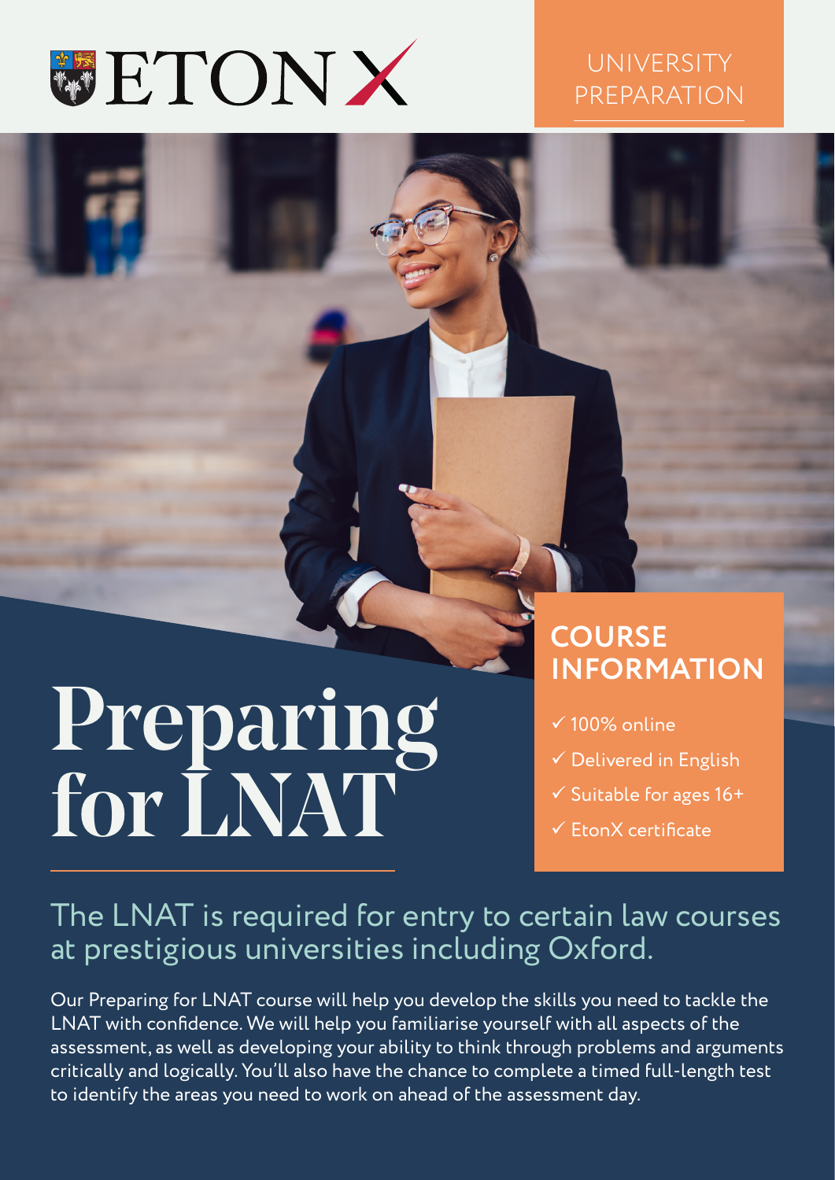ETON X

UNIVERSITY PREPARATION

# Preparing for LNAT

## COURSE INFORMATION

- ✓ 100% online
- ✓ Delivered in English
- ✓ Suitable for ages 16+
- ✓ EtonX certificate

## The LNAT is required for entry to certain law courses at prestigious universities including Oxford.

Our Preparing for LNAT course will help you develop the skills you need to tackle the LNAT with confidence. We will help you familiarise yourself with all aspects of the assessment, as well as developing your ability to think through problems and arguments critically and logically. You'll also have the chance to complete a timed full-length test to identify the areas you need to work on ahead of the assessment day.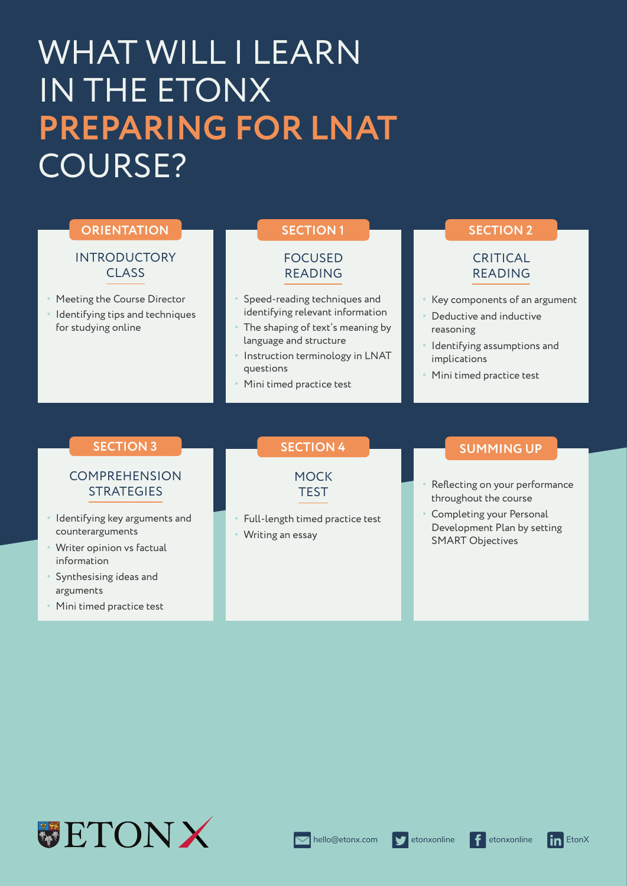# WHAT WILL I LEARN IN THE ETONX **PREPARING FOR LNAT** COURSE?

## ORIENTATION

### INTRODUCTORY CLASS

- Meeting the Course Director
- Identifying tips and techniques for studying online

## SECTION 1

### FOCUSED READING

- Speed-reading techniques and identifying relevant information
- The shaping of text's meaning by language and structure
- Instruction terminology in LNAT questions
- Mini timed practice test

## SECTION 2

### CRITICAL READING

- Key components of an argument
- Deductive and inductive reasoning
- Identifying assumptions and implications
- Mini timed practice test

## SECTION 3

### COMPREHENSION STRATEGIES

- Identifying key arguments and counterarguments
- Writer opinion vs factual information
- Synthesising ideas and arguments
- Mini timed practice test

## SECTION 4

### MOCK TEST

- Full-length timed practice test
- Writing an essay

## SUMMING UP

- Reflecting on your performance throughout the course
- Completing your Personal Development Plan by setting SMART Objectives

ETONX

hello@etonx.com | etonxonline | etonxonline | EtonX